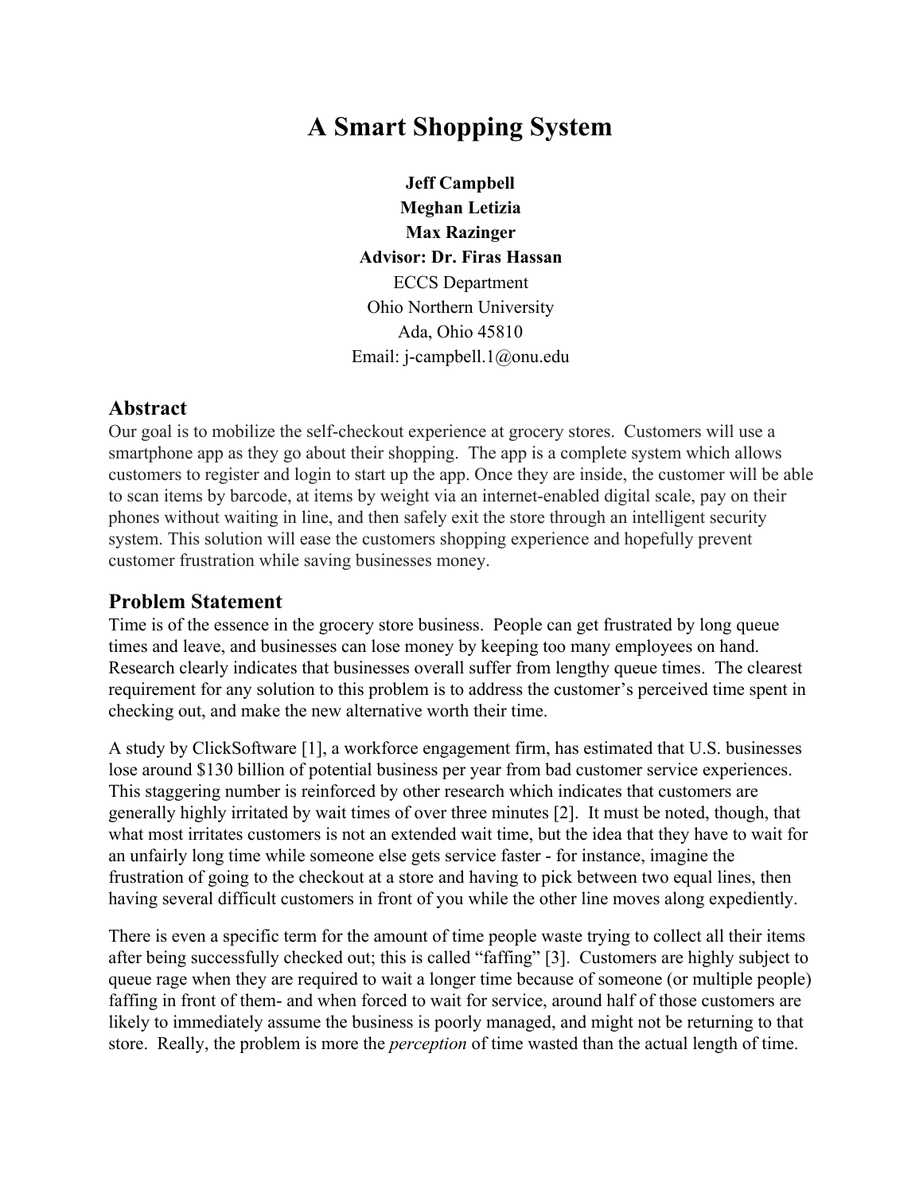# A Smart Shopping System

**Jeff Campbell**
**Meghan Letizia**
**Max Razinger**
**Advisor: Dr. Firas Hassan**
ECCS Department
Ohio Northern University
Ada, Ohio 45810
Email: j-campbell.1@onu.edu

## Abstract

Our goal is to mobilize the self-checkout experience at grocery stores. Customers will use a smartphone app as they go about their shopping. The app is a complete system which allows customers to register and login to start up the app. Once they are inside, the customer will be able to scan items by barcode, at items by weight via an internet-enabled digital scale, pay on their phones without waiting in line, and then safely exit the store through an intelligent security system. This solution will ease the customers shopping experience and hopefully prevent customer frustration while saving businesses money.

## Problem Statement

Time is of the essence in the grocery store business. People can get frustrated by long queue times and leave, and businesses can lose money by keeping too many employees on hand. Research clearly indicates that businesses overall suffer from lengthy queue times. The clearest requirement for any solution to this problem is to address the customer's perceived time spent in checking out, and make the new alternative worth their time.

A study by ClickSoftware [1], a workforce engagement firm, has estimated that U.S. businesses lose around $130 billion of potential business per year from bad customer service experiences. This staggering number is reinforced by other research which indicates that customers are generally highly irritated by wait times of over three minutes [2]. It must be noted, though, that what most irritates customers is not an extended wait time, but the idea that they have to wait for an unfairly long time while someone else gets service faster - for instance, imagine the frustration of going to the checkout at a store and having to pick between two equal lines, then having several difficult customers in front of you while the other line moves along expediently.

There is even a specific term for the amount of time people waste trying to collect all their items after being successfully checked out; this is called "faffing" [3]. Customers are highly subject to queue rage when they are required to wait a longer time because of someone (or multiple people) faffing in front of them- and when forced to wait for service, around half of those customers are likely to immediately assume the business is poorly managed, and might not be returning to that store. Really, the problem is more the *perception* of time wasted than the actual length of time.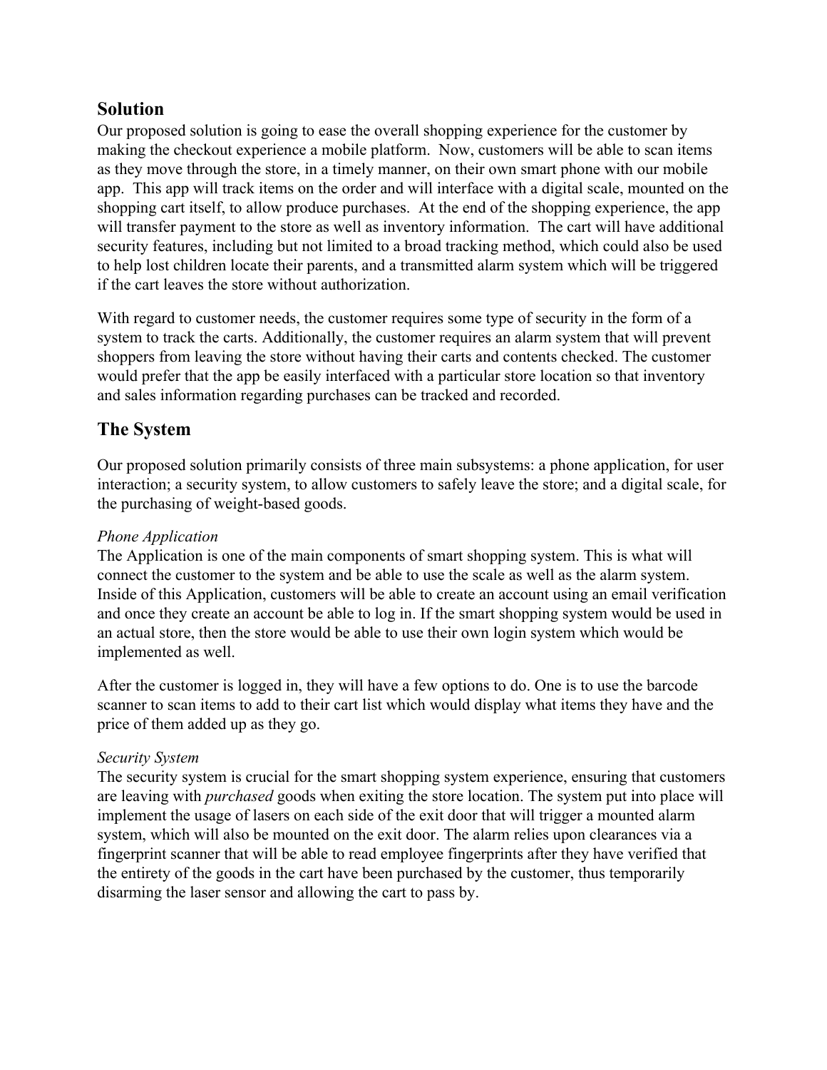## Solution

Our proposed solution is going to ease the overall shopping experience for the customer by making the checkout experience a mobile platform. Now, customers will be able to scan items as they move through the store, in a timely manner, on their own smart phone with our mobile app. This app will track items on the order and will interface with a digital scale, mounted on the shopping cart itself, to allow produce purchases. At the end of the shopping experience, the app will transfer payment to the store as well as inventory information. The cart will have additional security features, including but not limited to a broad tracking method, which could also be used to help lost children locate their parents, and a transmitted alarm system which will be triggered if the cart leaves the store without authorization.

With regard to customer needs, the customer requires some type of security in the form of a system to track the carts. Additionally, the customer requires an alarm system that will prevent shoppers from leaving the store without having their carts and contents checked. The customer would prefer that the app be easily interfaced with a particular store location so that inventory and sales information regarding purchases can be tracked and recorded.

## The System

Our proposed solution primarily consists of three main subsystems: a phone application, for user interaction; a security system, to allow customers to safely leave the store; and a digital scale, for the purchasing of weight-based goods.

*Phone Application*

The Application is one of the main components of smart shopping system. This is what will connect the customer to the system and be able to use the scale as well as the alarm system. Inside of this Application, customers will be able to create an account using an email verification and once they create an account be able to log in. If the smart shopping system would be used in an actual store, then the store would be able to use their own login system which would be implemented as well.

After the customer is logged in, they will have a few options to do. One is to use the barcode scanner to scan items to add to their cart list which would display what items they have and the price of them added up as they go.

*Security System*

The security system is crucial for the smart shopping system experience, ensuring that customers are leaving with *purchased* goods when exiting the store location. The system put into place will implement the usage of lasers on each side of the exit door that will trigger a mounted alarm system, which will also be mounted on the exit door. The alarm relies upon clearances via a fingerprint scanner that will be able to read employee fingerprints after they have verified that the entirety of the goods in the cart have been purchased by the customer, thus temporarily disarming the laser sensor and allowing the cart to pass by.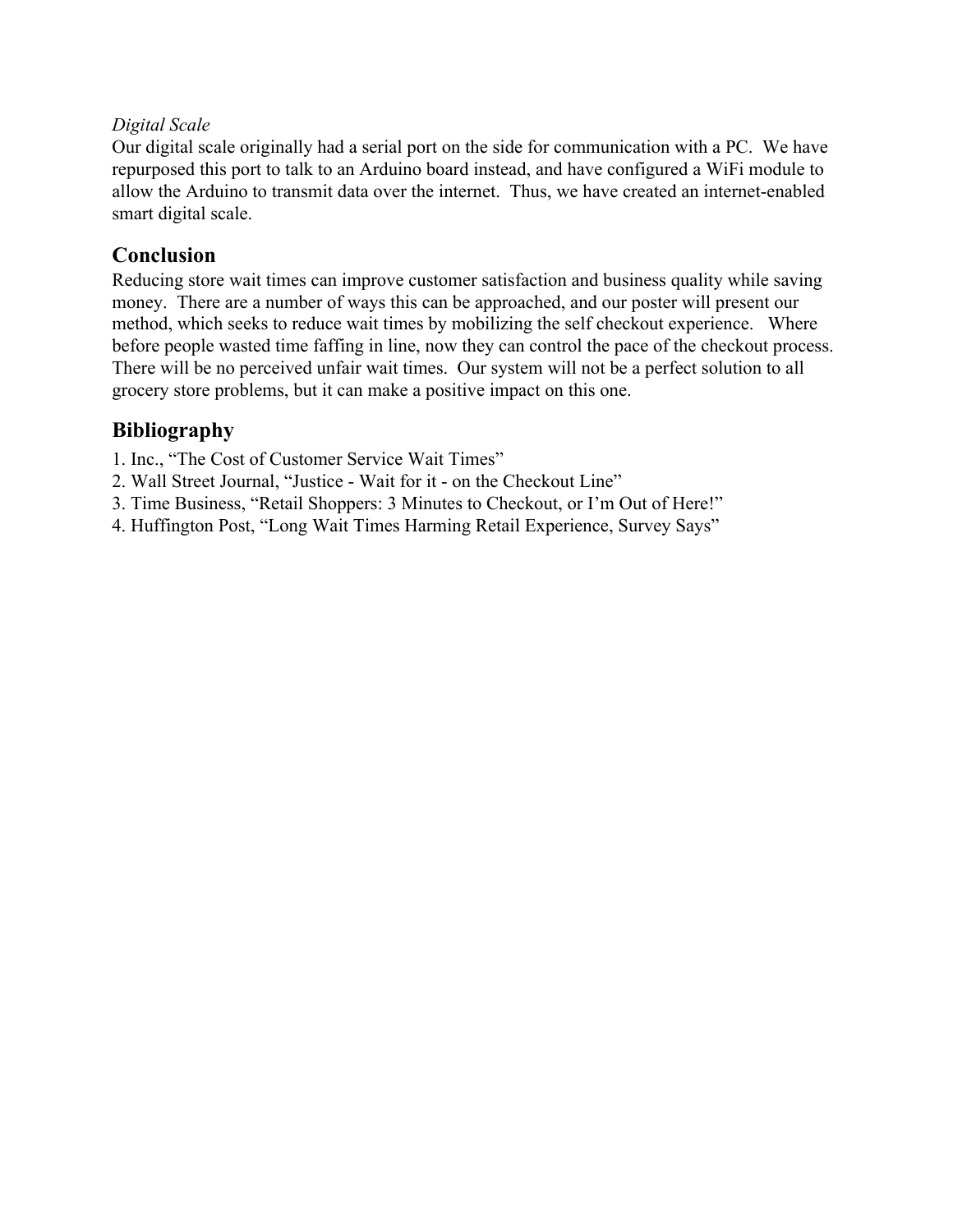*Digital Scale*

Our digital scale originally had a serial port on the side for communication with a PC. We have repurposed this port to talk to an Arduino board instead, and have configured a WiFi module to allow the Arduino to transmit data over the internet. Thus, we have created an internet-enabled smart digital scale.

## Conclusion

Reducing store wait times can improve customer satisfaction and business quality while saving money. There are a number of ways this can be approached, and our poster will present our method, which seeks to reduce wait times by mobilizing the self checkout experience. Where before people wasted time faffing in line, now they can control the pace of the checkout process. There will be no perceived unfair wait times. Our system will not be a perfect solution to all grocery store problems, but it can make a positive impact on this one.

## Bibliography

1. Inc., "The Cost of Customer Service Wait Times"
2. Wall Street Journal, "Justice - Wait for it - on the Checkout Line"
3. Time Business, "Retail Shoppers: 3 Minutes to Checkout, or I'm Out of Here!"
4. Huffington Post, "Long Wait Times Harming Retail Experience, Survey Says"